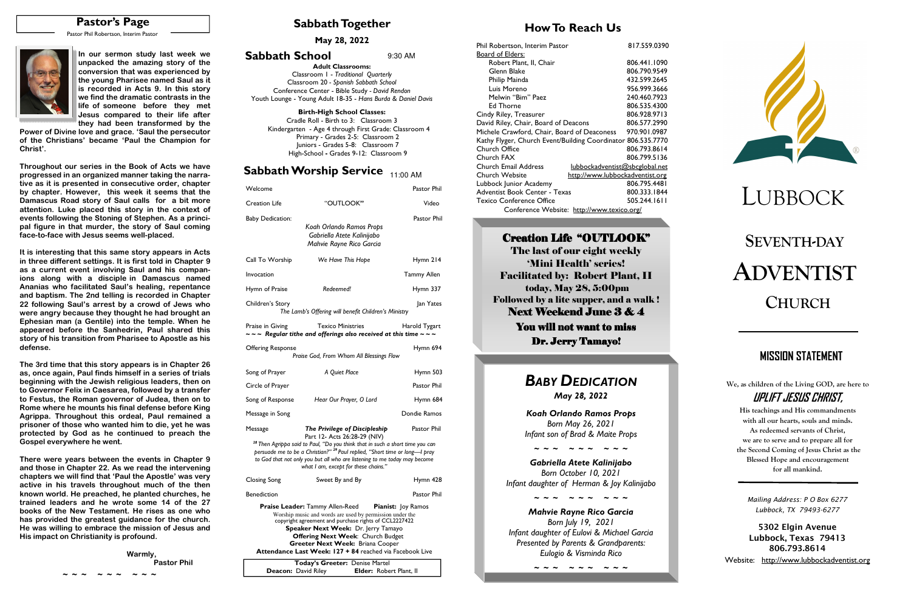## Pastor's Page

Pastor Phil Robertson, Interim Pastor

**In our sermon study last week we unpacked the amazing story of the conversion that was experienced by the young Pharisee named Saul as it is recorded in Acts 9. In this story we find the dramatic contrasts in the life of someone before they met Jesus compared to their life after they had been transformed by the Power of Divine love and grace. 'Saul the persecutor of the Christians' became 'Paul the Champion for Christ'.**

**Throughout our series in the Book of Acts we have progressed in an organized manner taking the narrative as it is presented in consecutive order, chapter by chapter. However, this week it seems that the Damascus Road story of Saul calls for a bit more attention. Luke placed this story in the context of events following the Stoning of Stephen. As a principal figure in that murder, the story of Saul coming face-to-face with Jesus seems well-placed.**

**It is interesting that this same story appears in Acts in three different settings. It is first told in Chapter 9 as a current event involving Saul and his companions along with a disciple in Damascus named Ananias who facilitated Saul's healing, repentance and baptism. The 2nd telling is recorded in Chapter 22 following Saul's arrest by a crowd of Jews who were angry because they thought he had brought an Ephesian man (a Gentile) into the temple. When he appeared before the Sanhedrin, Paul shared this story of his transition from Pharisee to Apostle as his defense.**

**The 3rd time that this story appears is in Chapter 26 as, once again, Paul finds himself in a series of trials beginning with the Jewish religious leaders, then on to Governor Felix in Caesarea, followed by a transfer to Festus, the Roman governor of Judea, then on to Rome where he mounts his final defense before King Agrippa. Throughout this ordeal, Paul remained a prisoner of those who wanted him to die, yet he was protected by God as he continued to preach the Gospel everywhere he went.**

**There were years between the events in Chapter 9 and those in Chapter 22. As we read the intervening chapters we will find that 'Paul the Apostle' was very active in his travels throughout much of the then known world. He preached, he planted churches, he trained leaders and he wrote some 14 of the 27 books of the New Testament. He rises as one who has provided the greatest guidance for the church. He was willing to embrace the mission of Jesus and His impact on Christianity is profound.**

**Warmly,**
**Pastor Phil**

~ ~ ~ ~ ~ ~ ~ ~ ~

## Sabbath Together

**May 28, 2022**

### Sabbath School — 9:30 AM

**Adult Classrooms:**
Classroom 1 - *Traditional Quarterly*
Classroom 20 - *Spanish Sabbath School*
Conference Center - Bible Study - *David Rendon*
Youth Lounge - Young Adult 18-35 - *Hans Burda & Daniel Davis*

**Birth-High School Classes:**
Cradle Roll - Birth to 3: Classroom 3
Kindergarten - Age 4 through First Grade: Classroom 4
Primary - Grades 2-5: Classroom 2
Juniors - Grades 5-8: Classroom 7
High-School - Grades 9-12: Classroom 9

### Sabbath Worship Service — 11:00 AM

| | | |
|---|---|---|
| Welcome | | Pastor Phil |
| Creation Life | "OUTLOOK" | Video |
| Baby Dedication: | *Koah Orlando Ramos Props*<br>*Gabriella Atete Kalinijabo*<br>*Mahvie Rayne Rico Garcia* | Pastor Phil |
| Call To Worship | *We Have This Hope* | Hymn 214 |
| Invocation | | Tammy Allen |
| Hymn of Praise | *Redeemed!* | Hymn 337 |
| Children's Story | *The Lamb's Offering will benefit Children's Ministry* | Jan Yates |
| Praise in Giving | Texico Ministries | Harold Tygart |

*~ ~ ~ Regular tithe and offerings also received at this time ~ ~ ~*

| | | |
|---|---|---|
| Offering Response | *Praise God, From Whom All Blessings Flow* | Hymn 694 |
| Song of Prayer | *A Quiet Place* | Hymn 503 |
| Circle of Prayer | | Pastor Phil |
| Song of Response | *Hear Our Prayer, O Lord* | Hymn 684 |
| Message in Song | | Dondie Ramos |
| Message | ***The Privilege of Discipleship***<br>Part 12- Acts 26:28-29 (NIV) | Pastor Phil |

*[28] Then Agrippa said to Paul, "Do you think that in such a short time you can persuade me to be a Christian?" [29] Paul replied, "Short time or long—I pray to God that not only you but all who are listening to me today may become what I am, except for these chains."*

| | | |
|---|---|---|
| Closing Song | Sweet By and By | Hymn 428 |
| Benediction | | Pastor Phil |

**Praise Leader:** Tammy Allen-Reed **Pianist:** Joy Ramos
Worship music and words are used by permission under the copyright agreement and purchase rights of CCL2227422
**Speaker Next Week:** Dr. Jerry Tamayo
**Offering Next Week:** Church Budget
**Greeter Next Week:** Briana Cooper
**Attendance Last Week: 127 + 84** reached via Facebook Live

**Today's Greeter:** Denise Martel
**Deacon:** David Riley **Elder:** Robert Plant, II

## How To Reach Us

| | |
|---|---|
| Phil Robertson, Interim Pastor | 817.559.0390 |
| Board of Elders: | |
| Robert Plant, II, Chair | 806.441.1090 |
| Glenn Blake | 806.790.9549 |
| Philip Mainda | 432.599.2645 |
| Luis Moreno | 956.999.3666 |
| Melwin "Bim" Paez | 240.460.7923 |
| Ed Thorne | 806.535.4300 |
| Cindy Riley, Treasurer | 806.928.9713 |
| David Riley, Chair, Board of Deacons | 806.577.2990 |
| Michele Crawford, Chair, Board of Deaconess | 970.901.0987 |
| Kathy Flyger, Church Event/Building Coordinator | 806.535.7770 |
| Church Office | 806.793.8614 |
| Church FAX | 806.799.5136 |
| Church Email Address | lubbockadventist@sbcglobal.net |
| Church Website | http://www.lubbockadventist.org |
| Lubbock Junior Academy | 806.795.4481 |
| Adventist Book Center - Texas | 800.333.1844 |
| Texico Conference Office | 505.244.1611 |

Conference Website: http://www.texico.org/

**Creation Life "OUTLOOK"**
**The last of our eight weekly 'Mini Health' series!**
**Facilitated by: Robert Plant, II**
**today, May 28, 5:00pm**
**Followed by a lite supper, and a walk!**
**Next Weekend June 3 & 4**
**You will not want to miss**
**Dr. Jerry Tamayo!**

## *Baby Dedication*

***May 28, 2022***

***Koah Orlando Ramos Props***
*Born May 26, 2021*
*Infant son of Brad & Maite Props*

~ ~ ~ ~ ~ ~ ~ ~ ~

***Gabriella Atete Kalinijabo***
*Born October 10, 2021*
*Infant daughter of Herman & Joy Kalinijabo*

~ ~ ~ ~ ~ ~ ~ ~ ~

***Mahvie Rayne Rico Garcia***
*Born July 19, 2021*
*Infant daughter of Eulovi & Michael Garcia*
*Presented by Parents & Grandparents:*
*Eulogio & Visminda Rico*

~ ~ ~ ~ ~ ~ ~ ~ ~

# Lubbock Seventh-Day Adventist Church

## Mission Statement

We, as children of the Living GOD, are here to

***UPLIFT JESUS CHRIST,***

His teachings and His commandments with all our hearts, souls and minds. As redeemed servants of Christ, we are to serve and to prepare all for the Second Coming of Jesus Christ as the Blessed Hope and encouragement for all mankind.

*Mailing Address: P O Box 6277*
*Lubbock, TX 79493-6277*

**5302 Elgin Avenue**
**Lubbock, Texas 79413**
**806.793.8614**
Website: http://www.lubbockadventist.org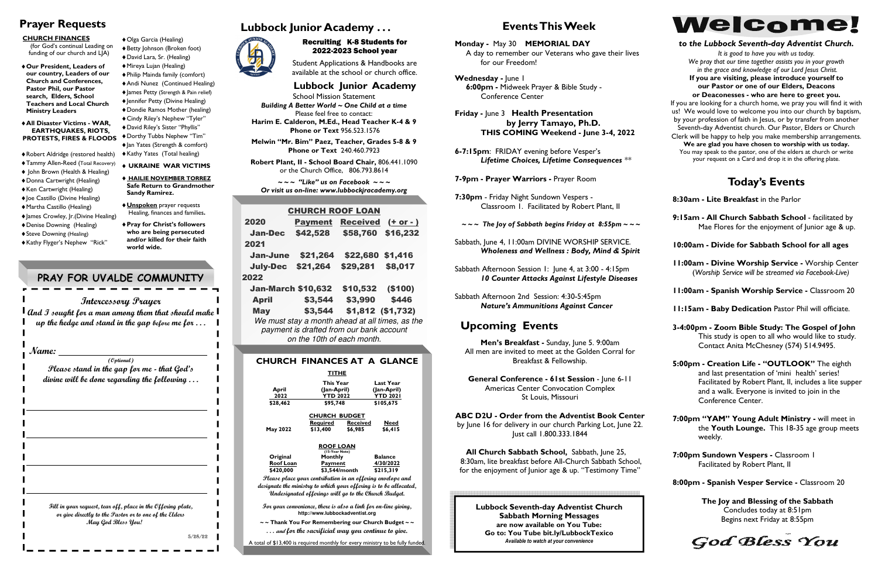# Prayer Requests

**CHURCH FINANCES**
(for God's continual Leading on funding of our church and LJA)

- **Our President, Leaders of our country, Leaders of our Church and Conferences, Pastor Phil, our Pastor search, Elders, School Teachers and Local Church Ministry Leaders**
- **All Disaster Victims - WAR, EARTHQUAKES, RIOTS, PROTESTS, FIRES & FLOODS**
- Robert Aldridge (restored health)
- Tammy Allen-Reed (Total Recovery)
- John Brown (Health & Healing)
- Donna Cartwright (Healing)
- Ken Cartwright (Healing)
- Joe Castillo (Divine Healing)
- Martha Castillo (Healing)
- James Crowley, Jr.(Divine Healing)
- Denise Downing (Healing)
- Steve Downing (Healing)
- Kathy Flyger's Nephew "Rick"
- Olga Garcia (Healing)
- Betty Johnson (Broken foot)
- David Lara, Sr. (Healing)
- Mireya Lujan (Healing)
- Philip Mainda family (comfort)
- Andi Nunez (Continued Healing)
- James Petty (Strength & Pain relief)
- Jennifer Petty (Divine Healing)
- Dondie Ramos Mother (healing)
- Cindy Riley's Nephew "Tyler"
- David Riley's Sister "Phyllis"
- Dorthy Tubbs Nephew "Tim"
- Jan Yates (Strength & comfort)
- Kathy Yates (Total healing)
- **UKRAINE WAR VICTIMS**
- **HAILIE NOVEMBER TORREZ** **Safe Return to Grandmother Sandy Ramirez.**
- **Unspoken** prayer requests Healing, finances and families**.**
- **Pray for Christ's followers who are being persecuted and/or killed for their faith world wide.**

## PRAY FOR UVALDE COMMUNITY

### Intercessory Prayer

*And I sought for a man among them that should make up the hedge and stand in the gap before me for . . .*

Name: ______________________
(Optional)

*Please stand in the gap for me - that God's divine will be done regarding the following . . .*

______________________

______________________

______________________

______________________

*Fill in your request, tear off, place in the Offering plate, or give directly to the Pastor or to one of the Elders May God Bless You!*

5/28/22

# Lubbock Junior Academy . . .

**Recruiting K-8 Students for 2022-2023 School year**

Student Applications & Handbooks are available at the school or church office.

## Lubbock Junior Academy

School Mission Statement
***Building A Better World ~ One Child at a time***
Please feel free to contact:

**Harim E. Calderon, M.Ed., Head Teacher K-4 & 9**
**Phone or Text** 956.523.1576

**Melwin "Mr. Bim" Paez, Teacher, Grades 5-8 & 9**
**Phone or Text** 240.460.7923

**Robert Plant, II - School Board Chair,** 806.441.1090 or the Church Office, 806.793.8614

***~ ~ ~ "Like" us on Facebook ~ ~ ~***
***Or visit us on-line: www.lubbockjracademy.org***

## CHURCH ROOF LOAN

| | Payment | Received | (+ or - ) |
|---|---|---|---|
| **2020** | | | |
| Jan-Dec | $42,528 | $58,760 | $16,232 |
| **2021** | | | |
| Jan-June | $21,264 | $22,680 | $1,416 |
| July-Dec | $21,264 | $29,281 | $8,017 |
| **2022** | | | |
| Jan-March | $10,632 | $10,532 | ($100) |
| April | $3,544 | $3,990 | $446 |
| May | $3,544 | $1,812 | ($1,732) |

*We must stay a month ahead at all times, as the payment is drafted from our bank account on the 10th of each month.*

## CHURCH FINANCES AT A GLANCE

**TITHE**

| April 2022 | This Year (Jan-April) YTD 2022 | Last Year (Jan-April) YTD 2021 |
|---|---|---|
| $28,462 | $95,748 | $105,675 |

**CHURCH BUDGET**

| | Required | Received | Need |
|---|---|---|---|
| May 2022 | $13,400 | $6,985 | $6,415 |

**ROOF LOAN** (15-Year Note)

| Original Roof Loan | Monthly Payment | Balance 4/30/2022 |
|---|---|---|
| $420,000 | $3,544/month | $215,319 |

*Please place your contribution in an offering envelope and designate the ministry to which your offering is to be allocated, Undesignated offerings will go to the Church Budget.*

*For your convenience, there is also a link for on-line giving,* **http://www.lubbockadventist.org**

**~ ~ Thank You For Remembering our Church Budget ~ ~**
*. . . and for the sacrificial way you continue to give.*

A total of $13,400 is required monthly for every ministry to be fully funded.

# Events This Week

**Monday -** May 30 **MEMORIAL DAY**
A day to remember our Veterans who gave their lives for our Freedom!

**Wednesday -** June 1
**6:00pm -** Midweek Prayer & Bible Study - Conference Center

**Friday -** June 3 **Health Presentation by Jerry Tamayo, Ph.D. THIS COMING Weekend - June 3-4, 2022**

**6-7:15pm**: FRIDAY evening before Vesper's
***Lifetime Choices, Lifetime Consequences*** **

**7-9pm - Prayer Warriors -** Prayer Room

**7:30pm** - Friday Night Sundown Vespers - Classroom 1. Facilitated by Robert Plant, II

***~ ~ ~ The Joy of Sabbath begins Friday at 8:55pm ~ ~ ~***

Sabbath, June 4, 11:00am DIVINE WORSHIP SERVICE.
***Wholeness and Wellness : Body, Mind & Spirit***

Sabbath Afternoon Session 1: June 4, at 3:00 - 4:15pm
***10 Counter Attacks Against Lifestyle Diseases***

Sabbath Afternoon 2nd Session: 4:30-5:45pm
***Nature's Ammunitions Against Cancer***

## Upcoming Events

**Men's Breakfast -** Sunday, June 5. 9:00am
All men are invited to meet at the Golden Corral for Breakfast & Fellowship.

**General Conference - 61st Session** - June 6-11
Americas Center Convocation Complex
St Louis, Missouri

**ABC D2U - Order from the Adventist Book Center** by June 16 for delivery in our church Parking Lot, June 22. Just call 1.800.333.1844

**All Church Sabbath School,** Sabbath, June 25, 8:30am, lite breakfast before All-Church Sabbath School, for the enjoyment of Junior age & up. "Testimony Time"

**Lubbock Seventh-day Adventist Church Sabbath Morning Messages are now available on You Tube: Go to: You Tube bit.ly/LubbockTexico**
*Available to watch at your convenience*

# Welcome!

***to the Lubbock Seventh-day Adventist Church.***

*It is good to have you with us today. We pray that our time together assists you in your growth in the grace and knowledge of our Lord Jesus Christ.*

**If you are visiting, please introduce yourself to our Pastor or one of our Elders, Deacons or Deaconesses - who are here to greet you.**

If you are looking for a church home, we pray you will find it with us! We would love to welcome you into our church by baptism, by your profession of faith in Jesus, or by transfer from another Seventh-day Adventist church. Our Pastor, Elders or Church Clerk will be happy to help you make membership arrangements.

**We are glad you have chosen to worship with us today.**

You may speak to the pastor, one of the elders at church or write your request on a Card and drop it in the offering plate.

## Today's Events

**8:30am - Lite Breakfast** in the Parlor

**9:15am - All Church Sabbath School** - facilitated by Mae Flores for the enjoyment of Junior age & up.

**10:00am - Divide for Sabbath School for all ages**

**11:00am - Divine Worship Service -** Worship Center (*Worship Service will be streamed via Facebook-Live)*

**11:00am - Spanish Worship Service -** Classroom 20

**11:15am - Baby Dedication** Pastor Phil will officiate.

**3-4:00pm - Zoom Bible Study: The Gospel of John** This study is open to all who would like to study. Contact Anita McChesney (574) 514.9495.

**5:00pm - Creation Life - "OUTLOOK"** The eighth and last presentation of 'mini health' series! Facilitated by Robert Plant, II, includes a lite supper and a walk. Everyone is invited to join in the Conference Center.

**7:00pm "YAM" Young Adult Ministry -** will meet in the **Youth Lounge.** This 18-35 age group meets weekly.

**7:00pm Sundown Vespers -** Classroom 1 Facilitated by Robert Plant, II

**8:00pm - Spanish Vesper Service -** Classroom 20

**The Joy and Blessing of the Sabbath**
Concludes today at 8:51pm
Begins next Friday at 8:55pm

*God Bless You*